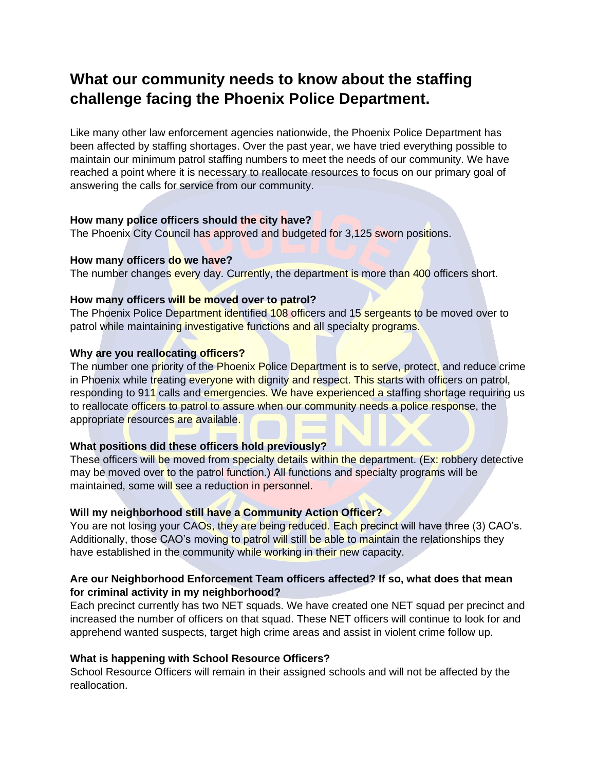# What our community needs to know about the staffing challenge facing the Phoenix Police Department.

Like many other law enforcement agencies nationwide, the Phoenix Police Department has been affected by staffing shortages. Over the past year, we have tried everything possible to maintain our minimum patrol staffing numbers to meet the needs of our community. We have reached a point where it is necessary to reallocate resources to focus on our primary goal of answering the calls for service from our community.

**How many police officers should the city have?**
The Phoenix City Council has approved and budgeted for 3,125 sworn positions.

**How many officers do we have?**
The number changes every day. Currently, the department is more than 400 officers short.

**How many officers will be moved over to patrol?**
The Phoenix Police Department identified 108 officers and 15 sergeants to be moved over to patrol while maintaining investigative functions and all specialty programs.

**Why are you reallocating officers?**
The number one priority of the Phoenix Police Department is to serve, protect, and reduce crime in Phoenix while treating everyone with dignity and respect. This starts with officers on patrol, responding to 911 calls and emergencies. We have experienced a staffing shortage requiring us to reallocate officers to patrol to assure when our community needs a police response, the appropriate resources are available.

**What positions did these officers hold previously?**
These officers will be moved from specialty details within the department. (Ex: robbery detective may be moved over to the patrol function.) All functions and specialty programs will be maintained, some will see a reduction in personnel.

**Will my neighborhood still have a Community Action Officer?**
You are not losing your CAOs, they are being reduced. Each precinct will have three (3) CAO's. Additionally, those CAO's moving to patrol will still be able to maintain the relationships they have established in the community while working in their new capacity.

**Are our Neighborhood Enforcement Team officers affected? If so, what does that mean for criminal activity in my neighborhood?**
Each precinct currently has two NET squads. We have created one NET squad per precinct and increased the number of officers on that squad. These NET officers will continue to look for and apprehend wanted suspects, target high crime areas and assist in violent crime follow up.

**What is happening with School Resource Officers?**
School Resource Officers will remain in their assigned schools and will not be affected by the reallocation.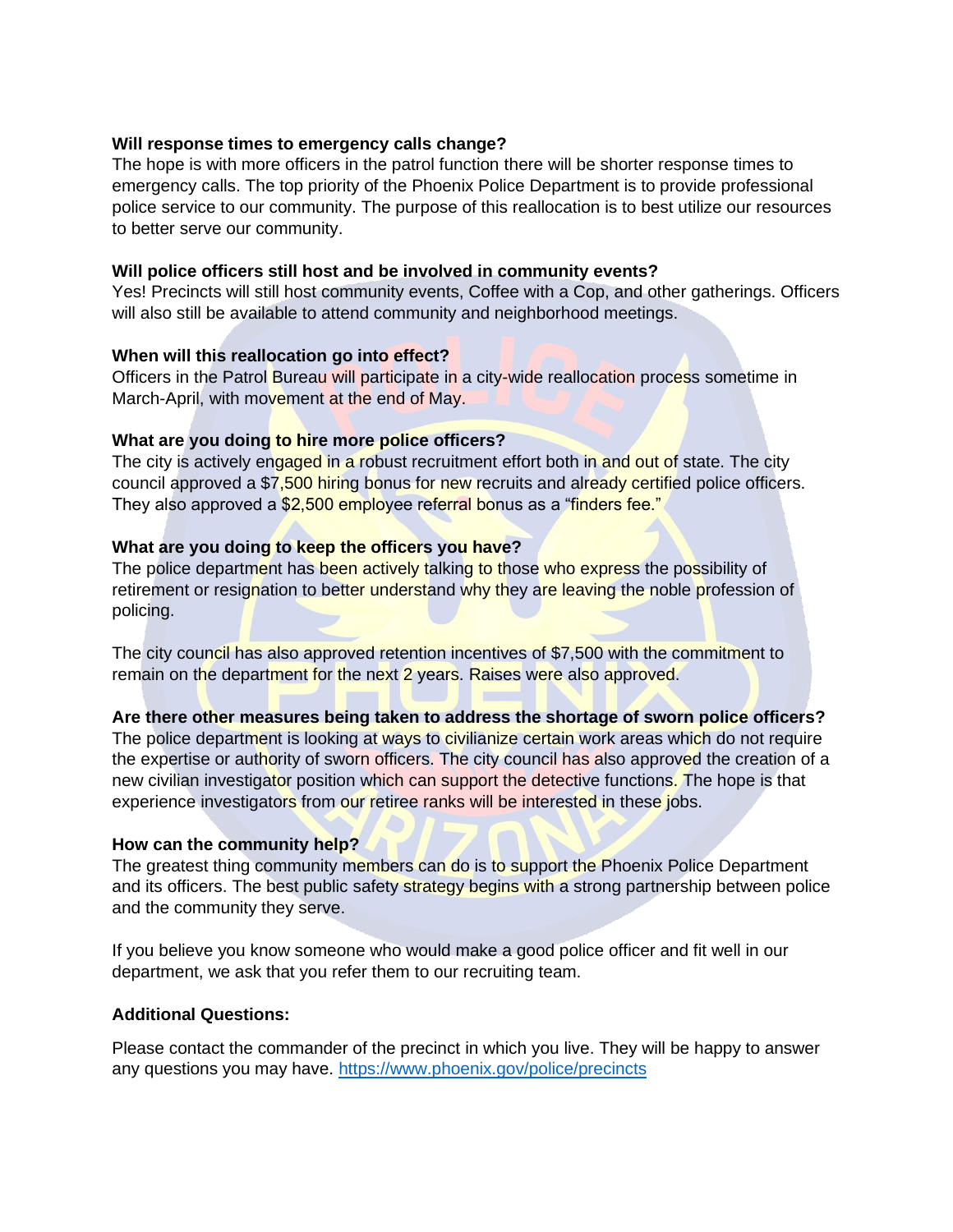**Will response times to emergency calls change?**
The hope is with more officers in the patrol function there will be shorter response times to emergency calls. The top priority of the Phoenix Police Department is to provide professional police service to our community. The purpose of this reallocation is to best utilize our resources to better serve our community.

**Will police officers still host and be involved in community events?**
Yes! Precincts will still host community events, Coffee with a Cop, and other gatherings. Officers will also still be available to attend community and neighborhood meetings.

**When will this reallocation go into effect?**
Officers in the Patrol Bureau will participate in a city-wide reallocation process sometime in March-April, with movement at the end of May.

**What are you doing to hire more police officers?**
The city is actively engaged in a robust recruitment effort both in and out of state. The city council approved a $7,500 hiring bonus for new recruits and already certified police officers. They also approved a $2,500 employee referral bonus as a "finders fee."

**What are you doing to keep the officers you have?**
The police department has been actively talking to those who express the possibility of retirement or resignation to better understand why they are leaving the noble profession of policing.

The city council has also approved retention incentives of $7,500 with the commitment to remain on the department for the next 2 years. Raises were also approved.

**Are there other measures being taken to address the shortage of sworn police officers?**
The police department is looking at ways to civilianize certain work areas which do not require the expertise or authority of sworn officers. The city council has also approved the creation of a new civilian investigator position which can support the detective functions. The hope is that experience investigators from our retiree ranks will be interested in these jobs.

**How can the community help?**
The greatest thing community members can do is to support the Phoenix Police Department and its officers. The best public safety strategy begins with a strong partnership between police and the community they serve.

If you believe you know someone who would make a good police officer and fit well in our department, we ask that you refer them to our recruiting team.

**Additional Questions:**

Please contact the commander of the precinct in which you live. They will be happy to answer any questions you may have. https://www.phoenix.gov/police/precincts